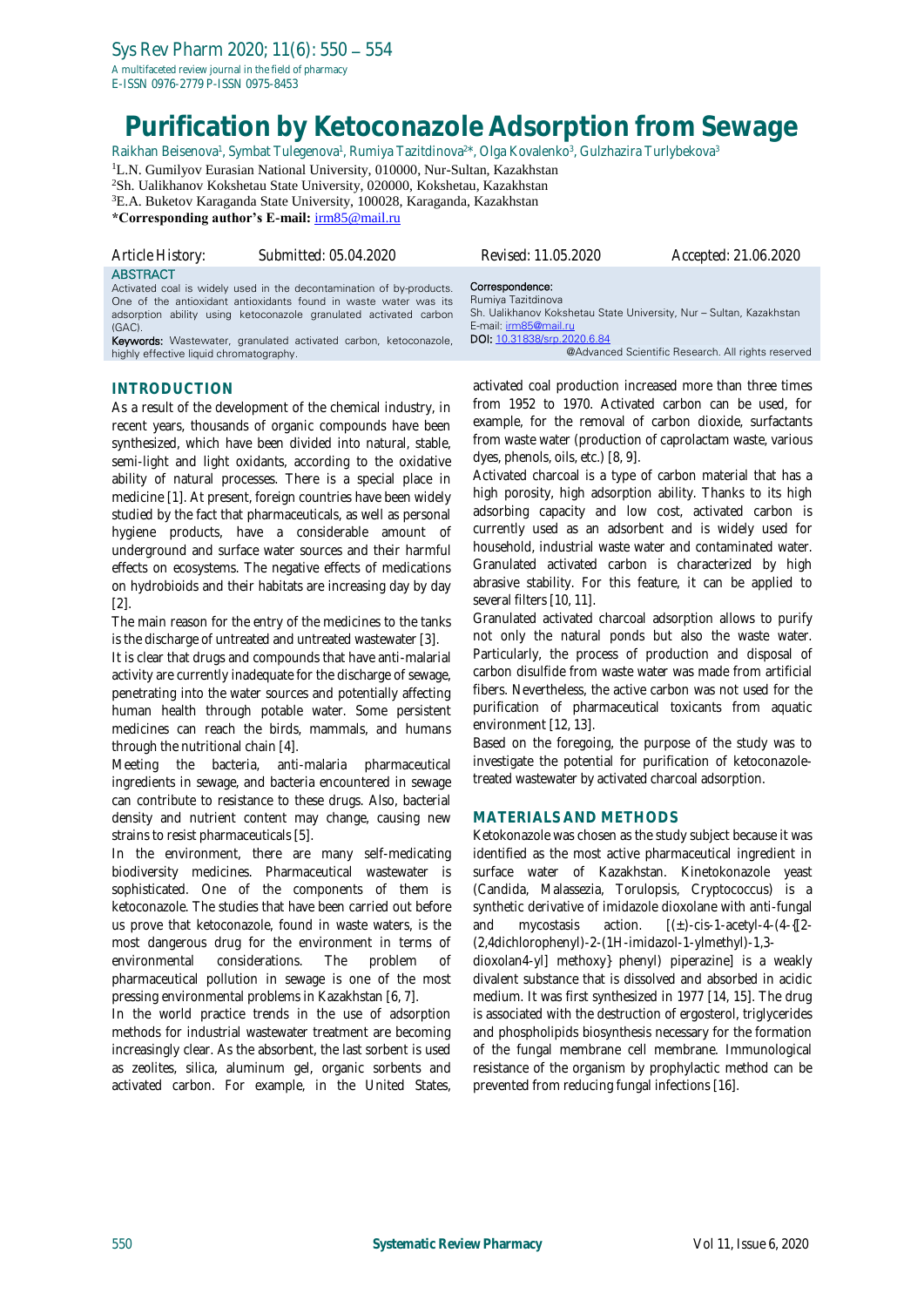# Purification by Ketoconazole Adsorption from Sewage

Raikhan Beisenova[1], Symbat Tulegenova[1], Rumiya Tazitdinova[2]*, Olga Kovalenko[3], Gulzhazira Turlybekova[3]

[1]L.N. Gumilyov Eurasian National University, 010000, Nur-Sultan, Kazakhstan
[2]Sh. Ualikhanov Kokshetau State University, 020000, Kokshetau, Kazakhstan
[3]E.A. Buketov Karaganda State University, 100028, Karaganda, Kazakhstan
**\*Corresponding author's E-mail:** irm85@mail.ru

Article History: Submitted: 05.04.2020 Revised: 11.05.2020 Accepted: 21.06.2020

## ABSTRACT

Activated coal is widely used in the decontamination of by-products. One of the antioxidant antioxidants found in waste water was its adsorption ability using ketoconazole granulated activated carbon (GAC).

**Keywords:** Wastewater, granulated activated carbon, ketoconazole, highly effective liquid chromatography.

**Correspondence:**
Rumiya Tazitdinova
Sh. Ualikhanov Kokshetau State University, Nur – Sultan, Kazakhstan
E-mail: irm85@mail.ru
**DOI:** 10.31838/srp.2020.6.84

@Advanced Scientific Research. All rights reserved

## INTRODUCTION

As a result of the development of the chemical industry, in recent years, thousands of organic compounds have been synthesized, which have been divided into natural, stable, semi-light and light oxidants, according to the oxidative ability of natural processes. There is a special place in medicine [1]. At present, foreign countries have been widely studied by the fact that pharmaceuticals, as well as personal hygiene products, have a considerable amount of underground and surface water sources and their harmful effects on ecosystems. The negative effects of medications on hydrobioids and their habitats are increasing day by day [2].

The main reason for the entry of the medicines to the tanks is the discharge of untreated and untreated wastewater [3].

It is clear that drugs and compounds that have anti-malarial activity are currently inadequate for the discharge of sewage, penetrating into the water sources and potentially affecting human health through potable water. Some persistent medicines can reach the birds, mammals, and humans through the nutritional chain [4].

Meeting the bacteria, anti-malaria pharmaceutical ingredients in sewage, and bacteria encountered in sewage can contribute to resistance to these drugs. Also, bacterial density and nutrient content may change, causing new strains to resist pharmaceuticals [5].

In the environment, there are many self-medicating biodiversity medicines. Pharmaceutical wastewater is sophisticated. One of the components of them is ketoconazole. The studies that have been carried out before us prove that ketoconazole, found in waste waters, is the most dangerous drug for the environment in terms of environmental considerations. The problem of pharmaceutical pollution in sewage is one of the most pressing environmental problems in Kazakhstan [6, 7].

In the world practice trends in the use of adsorption methods for industrial wastewater treatment are becoming increasingly clear. As the absorbent, the last sorbent is used as zeolites, silica, aluminum gel, organic sorbents and activated carbon. For example, in the United States, activated coal production increased more than three times from 1952 to 1970. Activated carbon can be used, for example, for the removal of carbon dioxide, surfactants from waste water (production of caprolactam waste, various dyes, phenols, oils, etc.) [8, 9].

Activated charcoal is a type of carbon material that has a high porosity, high adsorption ability. Thanks to its high adsorbing capacity and low cost, activated carbon is currently used as an adsorbent and is widely used for household, industrial waste water and contaminated water. Granulated activated carbon is characterized by high abrasive stability. For this feature, it can be applied to several filters [10, 11].

Granulated activated charcoal adsorption allows to purify not only the natural ponds but also the waste water. Particularly, the process of production and disposal of carbon disulfide from waste water was made from artificial fibers. Nevertheless, the active carbon was not used for the purification of pharmaceutical toxicants from aquatic environment [12, 13].

Based on the foregoing, the purpose of the study was to investigate the potential for purification of ketoconazole-treated wastewater by activated charcoal adsorption.

## MATERIALS AND METHODS

Ketoconazole was chosen as the study subject because it was identified as the most active pharmaceutical ingredient in surface water of Kazakhstan. Kinetokonazole yeast (Candida, Malassezia, Torulopsis, Cryptococcus) is a synthetic derivative of imidazole dioxolane with anti-fungal and mycostasis action. [(±)-cis-1-acetyl-4-(4-{[2-(2,4dichlorophenyl)-2-(1H-imidazol-1-ylmethyl)-1,3-dioxolan4-yl] methoxy} phenyl) piperazine] is a weakly divalent substance that is dissolved and absorbed in acidic medium. It was first synthesized in 1977 [14, 15]. The drug is associated with the destruction of ergosterol, triglycerides and phospholipids biosynthesis necessary for the formation of the fungal membrane cell membrane. Immunological resistance of the organism by prophylactic method can be prevented from reducing fungal infections [16].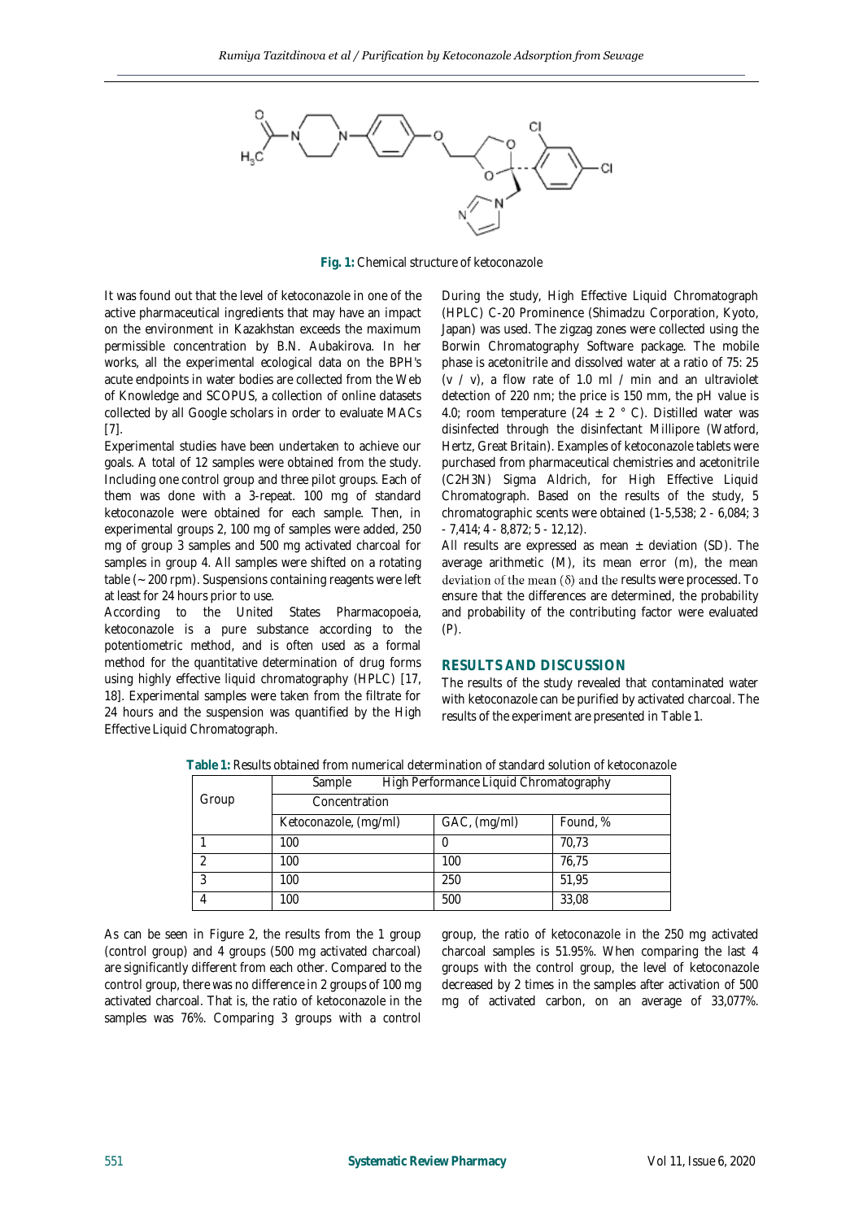Fig. 1: Chemical structure of ketoconazole

It was found out that the level of ketoconazole in one of the active pharmaceutical ingredients that may have an impact on the environment in Kazakhstan exceeds the maximum permissible concentration by B.N. Aubakirova. In her works, all the experimental ecological data on the BPH's acute endpoints in water bodies are collected from the Web of Knowledge and SCOPUS, a collection of online datasets collected by all Google scholars in order to evaluate MACs [7].

Experimental studies have been undertaken to achieve our goals. A total of 12 samples were obtained from the study. Including one control group and three pilot groups. Each of them was done with a 3-repeat. 100 mg of standard ketoconazole were obtained for each sample. Then, in experimental groups 2, 100 mg of samples were added, 250 mg of group 3 samples and 500 mg activated charcoal for samples in group 4. All samples were shifted on a rotating table (~ 200 rpm). Suspensions containing reagents were left at least for 24 hours prior to use.

According to the United States Pharmacopoeia, ketoconazole is a pure substance according to the potentiometric method, and is often used as a formal method for the quantitative determination of drug forms using highly effective liquid chromatography (HPLC) [17, 18]. Experimental samples were taken from the filtrate for 24 hours and the suspension was quantified by the High Effective Liquid Chromatograph.

During the study, High Effective Liquid Chromatograph (HPLC) C-20 Prominence (Shimadzu Corporation, Kyoto, Japan) was used. The zigzag zones were collected using the Borwin Chromatography Software package. The mobile phase is acetonitrile and dissolved water at a ratio of 75: 25 (v / v), a flow rate of 1.0 ml / min and an ultraviolet detection of 220 nm; the price is 150 mm, the pH value is 4.0; room temperature (24 ± 2 ° C). Distilled water was disinfected through the disinfectant Millipore (Watford, Hertz, Great Britain). Examples of ketoconazole tablets were purchased from pharmaceutical chemistries and acetonitrile ($C_2H_3N$) Sigma Aldrich, for High Effective Liquid Chromatograph. Based on the results of the study, 5 chromatographic scents were obtained (1-5,538; 2 - 6,084; 3 - 7,414; 4 - 8,872; 5 - 12,12).

All results are expressed as mean ± deviation (SD). The average arithmetic (M), its mean error (m), the mean deviation of the mean ($\delta$) and the results were processed. To ensure that the differences are determined, the probability and probability of the contributing factor were evaluated (P).

## RESULTS AND DISCUSSION

The results of the study revealed that contaminated water with ketoconazole can be purified by activated charcoal. The results of the experiment are presented in Table 1.

**Table 1:** Results obtained from numerical determination of standard solution of ketoconazole

| Group | Sample High Performance Liquid Chromatography | | |
|---|---|---|---|
| | Concentration | | |
| | Ketoconazole, (mg/ml) | GAC, (mg/ml) | Found, % |
| 1 | 100 | 0 | 70,73 |
| 2 | 100 | 100 | 76,75 |
| 3 | 100 | 250 | 51,95 |
| 4 | 100 | 500 | 33,08 |

As can be seen in Figure 2, the results from the 1 group (control group) and 4 groups (500 mg activated charcoal) are significantly different from each other. Compared to the control group, there was no difference in 2 groups of 100 mg activated charcoal. That is, the ratio of ketoconazole in the samples was 76%. Comparing 3 groups with a control group, the ratio of ketoconazole in the 250 mg activated charcoal samples is 51.95%. When comparing the last 4 groups with the control group, the level of ketoconazole decreased by 2 times in the samples after activation of 500 mg of activated carbon, on an average of 33,077%.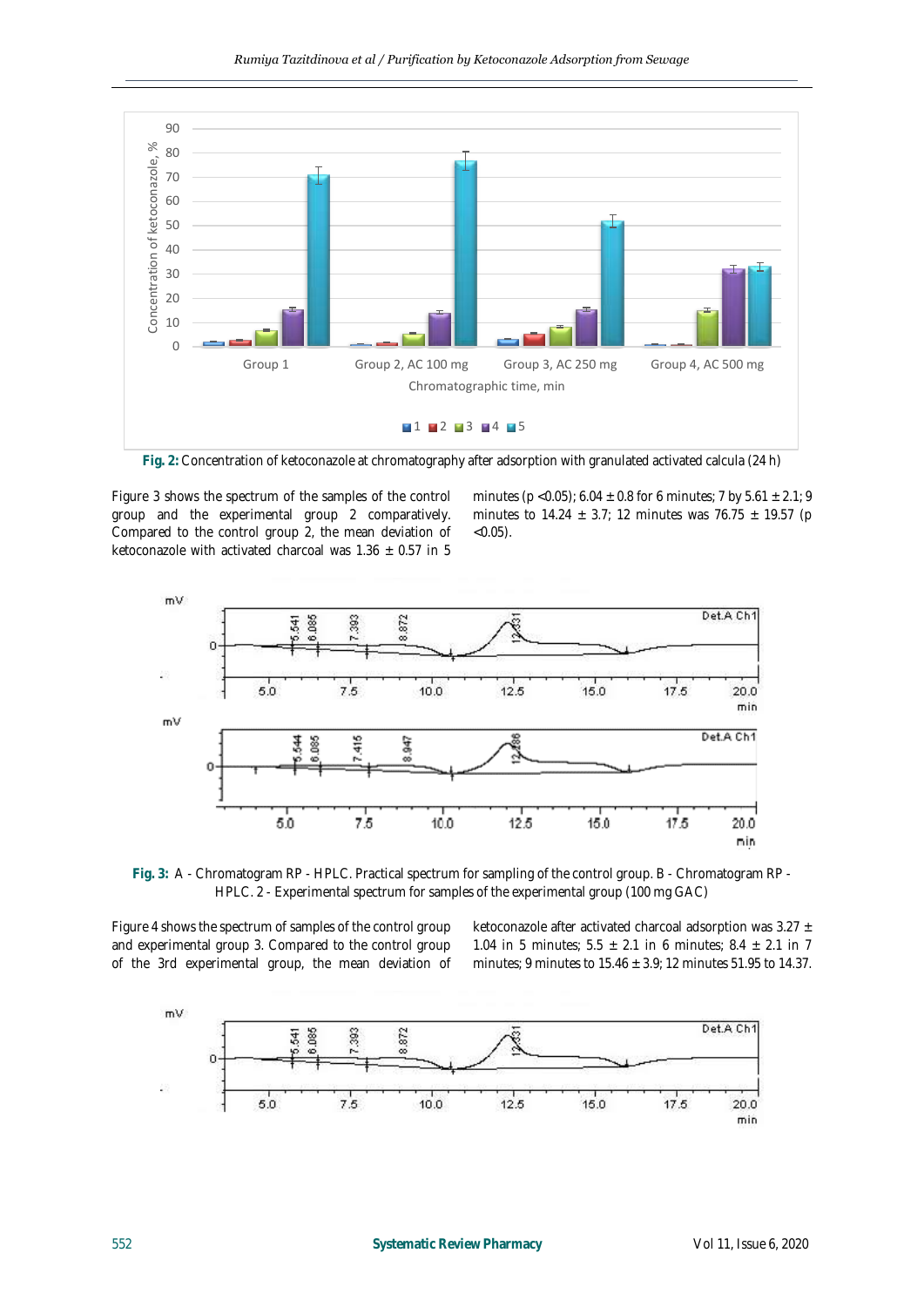**Fig. 2:** Concentration of ketoconazole at chromatography after adsorption with granulated activated calcula (24 h)

Figure 3 shows the spectrum of the samples of the control group and the experimental group 2 comparatively. Compared to the control group 2, the mean deviation of ketoconazole with activated charcoal was 1.36 ± 0.57 in 5 minutes ($p < 0.05$); 6.04 ± 0.8 for 6 minutes; 7 by 5.61 ± 2.1; 9 minutes to 14.24 ± 3.7; 12 minutes was 76.75 ± 19.57 ($p < 0.05$).

**Fig. 3:** A - Chromatogram RP - HPLC. Practical spectrum for sampling of the control group. B - Chromatogram RP - HPLC. 2 - Experimental spectrum for samples of the experimental group (100 mg GAC)

Figure 4 shows the spectrum of samples of the control group and experimental group 3. Compared to the control group of the 3rd experimental group, the mean deviation of ketoconazole after activated charcoal adsorption was 3.27 ± 1.04 in 5 minutes; 5.5 ± 2.1 in 6 minutes; 8.4 ± 2.1 in 7 minutes; 9 minutes to 15.46 ± 3.9; 12 minutes 51.95 to 14.37.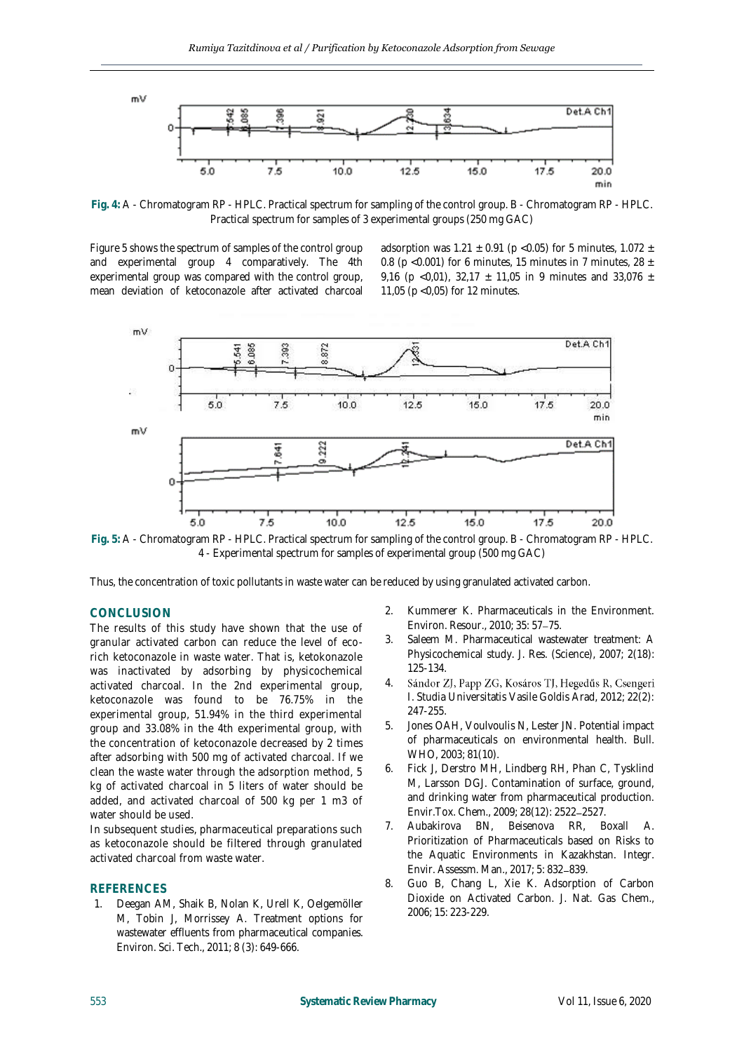Fig. 4: A - Chromatogram RP - HPLC. Practical spectrum for sampling of the control group. B - Chromatogram RP - HPLC. Practical spectrum for samples of 3 experimental groups (250 mg GAC)

Figure 5 shows the spectrum of samples of the control group and experimental group 4 comparatively. The 4th experimental group was compared with the control group, mean deviation of ketoconazole after activated charcoal adsorption was 1.21 ± 0.91 ($p < 0.05$) for 5 minutes, 1.072 ± 0.8 ($p < 0.001$) for 6 minutes, 15 minutes in 7 minutes, 28 ± 9,16 ($p < 0{,}01$), 32,17 ± 11,05 in 9 minutes and 33,076 ± 11,05 ($p < 0{,}05$) for 12 minutes.

Fig. 5: A - Chromatogram RP - HPLC. Practical spectrum for sampling of the control group. B - Chromatogram RP - HPLC. 4 - Experimental spectrum for samples of experimental group (500 mg GAC)

Thus, the concentration of toxic pollutants in waste water can be reduced by using granulated activated carbon.

## CONCLUSION

The results of this study have shown that the use of granular activated carbon can reduce the level of eco-rich ketoconazole in waste water. That is, ketokonazole was inactivated by adsorbing by physicochemical activated charcoal. In the 2nd experimental group, ketoconazole was found to be 76.75% in the experimental group, 51.94% in the third experimental group and 33.08% in the 4th experimental group, with the concentration of ketoconazole decreased by 2 times after adsorbing with 500 mg of activated charcoal. If we clean the waste water through the adsorption method, 5 kg of activated charcoal in 5 liters of water should be added, and activated charcoal of 500 kg per 1 m3 of water should be used.

In subsequent studies, pharmaceutical preparations such as ketoconazole should be filtered through granulated activated charcoal from waste water.

## REFERENCES

1. Deegan AM, Shaik B, Nolan K, Urell K, Oelgemöller M, Tobin J, Morrissey A. Treatment options for wastewater effluents from pharmaceutical companies. Environ. Sci. Tech., 2011; 8 (3): 649-666.
2. Kummerer K. Pharmaceuticals in the Environment. Environ. Resour., 2010; 35: 57–75.
3. Saleem M. Pharmaceutical wastewater treatment: A Physicochemical study. J. Res. (Science), 2007; 2(18): 125-134.
4. Sándor ZJ, Papp ZG, Kosáros TJ, Hegedűs R, Csengeri I. Studia Universitatis Vasile Goldis Arad, 2012; 22(2): 247-255.
5. Jones OAH, Voulvoulis N, Lester JN. Potential impact of pharmaceuticals on environmental health. Bull. WHO, 2003; 81(10).
6. Fick J, Derstro MH, Lindberg RH, Phan C, Tysklind M, Larsson DGJ. Contamination of surface, ground, and drinking water from pharmaceutical production. Envir.Tox. Chem., 2009; 28(12): 2522–2527.
7. Aubakirova BN, Beisenova RR, Boxall A. Prioritization of Pharmaceuticals based on Risks to the Aquatic Environments in Kazakhstan. Integr. Envir. Assessm. Man., 2017; 5: 832–839.
8. Guo B, Chang L, Xie K. Adsorption of Carbon Dioxide on Activated Carbon. J. Nat. Gas Chem., 2006; 15: 223-229.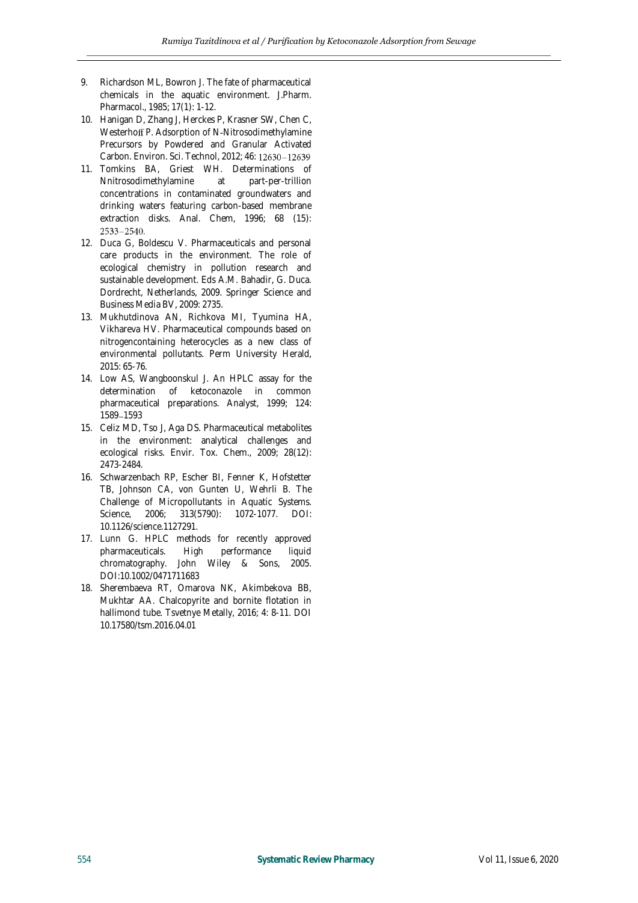9. Richardson ML, Bowron J. The fate of pharmaceutical chemicals in the aquatic environment. J.Pharm. Pharmacol., 1985; 17(1): 1-12.
10. Hanigan D, Zhang J, Herckes P, Krasner SW, Chen C, Westerhoff P. Adsorption of N-Nitrosodimethylamine Precursors by Powdered and Granular Activated Carbon. Environ. Sci. Technol, 2012; 46: 12630−12639
11. Tomkins BA, Griest WH. Determinations of Nnitrosodimethylamine at part-per-trillion concentrations in contaminated groundwaters and drinking waters featuring carbon-based membrane extraction disks. Anal. Chem, 1996; 68 (15): 2533−2540.
12. Duca G, Boldescu V. Pharmaceuticals and personal care products in the environment. The role of ecological chemistry in pollution research and sustainable development. Eds A.M. Bahadir, G. Duca. Dordrecht, Netherlands, 2009. Springer Science and Business Media BV, 2009: 2735.
13. Mukhutdinova AN, Richkova MI, Tyumina HA, Vikhareva HV. Pharmaceutical compounds based on nitrogencontaining heterocycles as a new class of environmental pollutants. Perm University Herald, 2015: 65-76.
14. Low AS, Wangboonskul J. An HPLC assay for the determination of ketoconazole in common pharmaceutical preparations. Analyst, 1999; 124: 1589–1593
15. Celiz MD, Tso J, Aga DS. Pharmaceutical metabolites in the environment: analytical challenges and ecological risks. Envir. Tox. Chem., 2009; 28(12): 2473-2484.
16. Schwarzenbach RP, Escher BI, Fenner K, Hofstetter TB, Johnson CA, von Gunten U, Wehrli B. The Challenge of Micropollutants in Aquatic Systems. Science, 2006; 313(5790): 1072-1077. DOI: 10.1126/science.1127291.
17. Lunn G. HPLC methods for recently approved pharmaceuticals. High performance liquid chromatography. John Wiley & Sons, 2005. DOI:10.1002/0471711683
18. Sherembaeva RT, Omarova NK, Akimbekova BB, Mukhtar AA. Chalcopyrite and bornite flotation in hallimond tube. Tsvetnye Metally, 2016; 4: 8-11. DOI 10.17580/tsm.2016.04.01